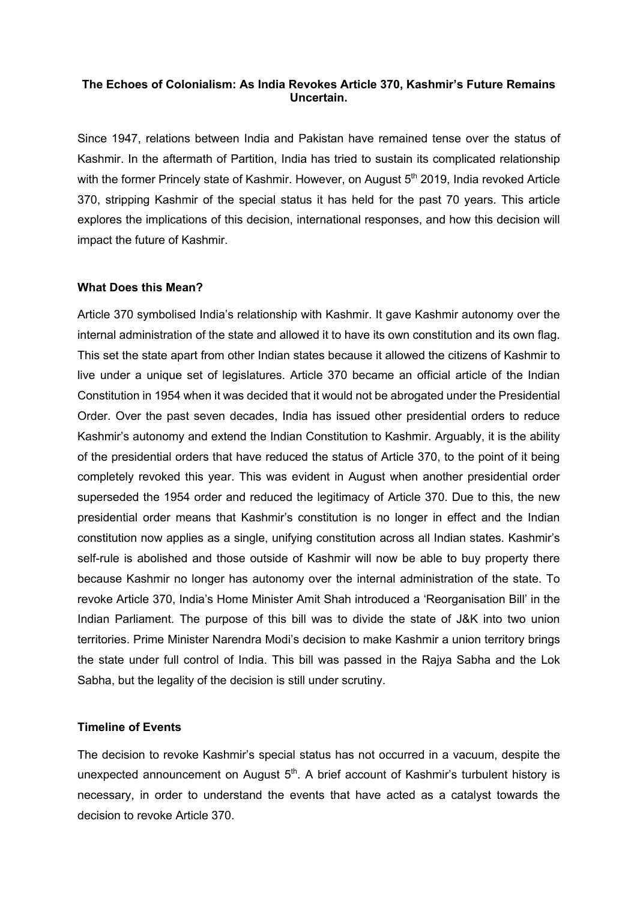# The Echoes of Colonialism: As India Revokes Article 370, Kashmir's Future Remains Uncertain.

Since 1947, relations between India and Pakistan have remained tense over the status of Kashmir. In the aftermath of Partition, India has tried to sustain its complicated relationship with the former Princely state of Kashmir. However, on August 5th 2019, India revoked Article 370, stripping Kashmir of the special status it has held for the past 70 years. This article explores the implications of this decision, international responses, and how this decision will impact the future of Kashmir.

## What Does this Mean?

Article 370 symbolised India's relationship with Kashmir. It gave Kashmir autonomy over the internal administration of the state and allowed it to have its own constitution and its own flag. This set the state apart from other Indian states because it allowed the citizens of Kashmir to live under a unique set of legislatures. Article 370 became an official article of the Indian Constitution in 1954 when it was decided that it would not be abrogated under the Presidential Order. Over the past seven decades, India has issued other presidential orders to reduce Kashmir's autonomy and extend the Indian Constitution to Kashmir. Arguably, it is the ability of the presidential orders that have reduced the status of Article 370, to the point of it being completely revoked this year. This was evident in August when another presidential order superseded the 1954 order and reduced the legitimacy of Article 370. Due to this, the new presidential order means that Kashmir's constitution is no longer in effect and the Indian constitution now applies as a single, unifying constitution across all Indian states. Kashmir's self-rule is abolished and those outside of Kashmir will now be able to buy property there because Kashmir no longer has autonomy over the internal administration of the state. To revoke Article 370, India's Home Minister Amit Shah introduced a 'Reorganisation Bill' in the Indian Parliament. The purpose of this bill was to divide the state of J&K into two union territories. Prime Minister Narendra Modi's decision to make Kashmir a union territory brings the state under full control of India. This bill was passed in the Rajya Sabha and the Lok Sabha, but the legality of the decision is still under scrutiny.

## Timeline of Events

The decision to revoke Kashmir's special status has not occurred in a vacuum, despite the unexpected announcement on August 5th. A brief account of Kashmir's turbulent history is necessary, in order to understand the events that have acted as a catalyst towards the decision to revoke Article 370.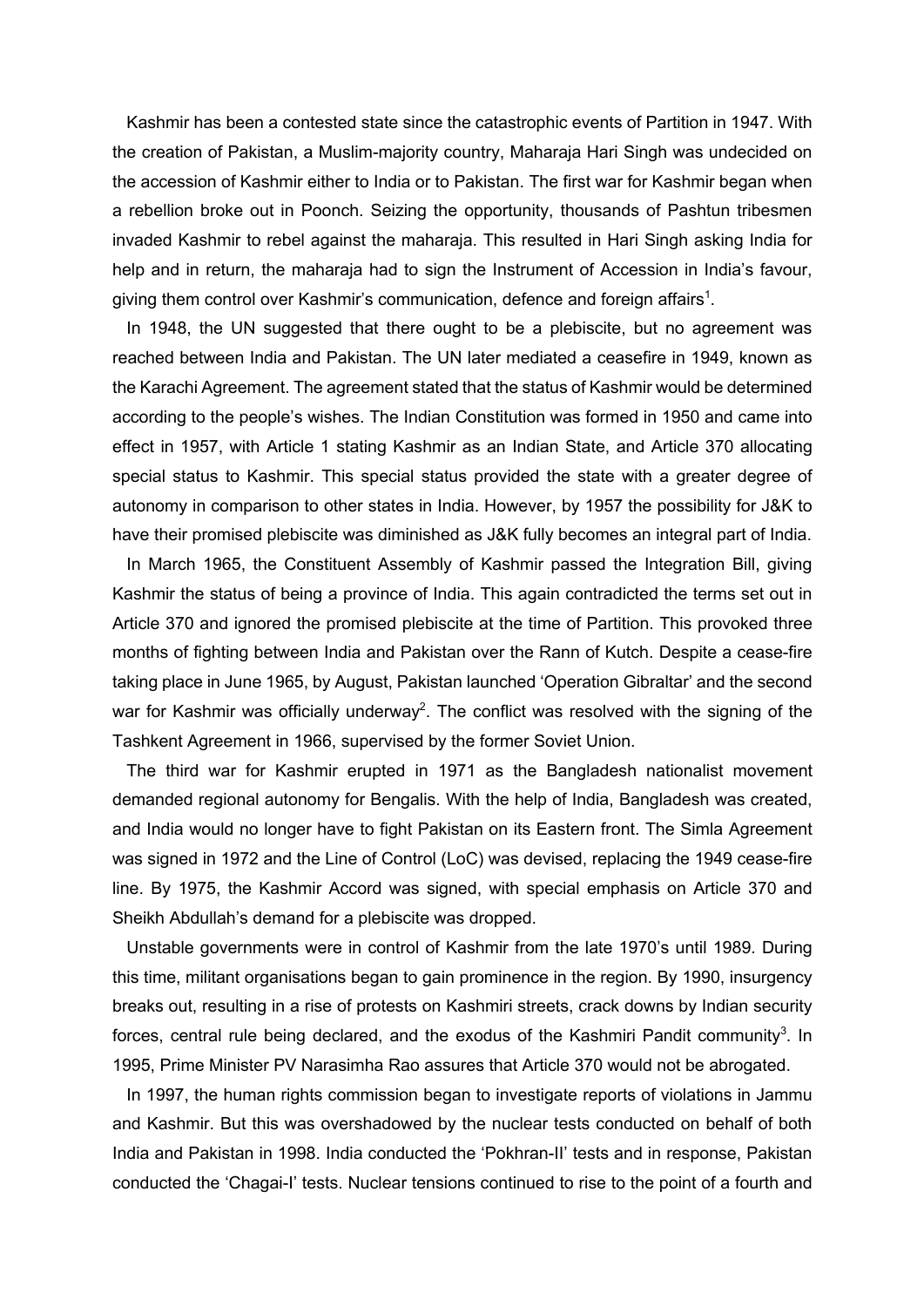Kashmir has been a contested state since the catastrophic events of Partition in 1947. With the creation of Pakistan, a Muslim-majority country, Maharaja Hari Singh was undecided on the accession of Kashmir either to India or to Pakistan. The first war for Kashmir began when a rebellion broke out in Poonch. Seizing the opportunity, thousands of Pashtun tribesmen invaded Kashmir to rebel against the maharaja. This resulted in Hari Singh asking India for help and in return, the maharaja had to sign the Instrument of Accession in India's favour, giving them control over Kashmir's communication, defence and foreign affairs[1].

In 1948, the UN suggested that there ought to be a plebiscite, but no agreement was reached between India and Pakistan. The UN later mediated a ceasefire in 1949, known as the Karachi Agreement. The agreement stated that the status of Kashmir would be determined according to the people's wishes. The Indian Constitution was formed in 1950 and came into effect in 1957, with Article 1 stating Kashmir as an Indian State, and Article 370 allocating special status to Kashmir. This special status provided the state with a greater degree of autonomy in comparison to other states in India. However, by 1957 the possibility for J&K to have their promised plebiscite was diminished as J&K fully becomes an integral part of India.

In March 1965, the Constituent Assembly of Kashmir passed the Integration Bill, giving Kashmir the status of being a province of India. This again contradicted the terms set out in Article 370 and ignored the promised plebiscite at the time of Partition. This provoked three months of fighting between India and Pakistan over the Rann of Kutch. Despite a cease-fire taking place in June 1965, by August, Pakistan launched 'Operation Gibraltar' and the second war for Kashmir was officially underway[2]. The conflict was resolved with the signing of the Tashkent Agreement in 1966, supervised by the former Soviet Union.

The third war for Kashmir erupted in 1971 as the Bangladesh nationalist movement demanded regional autonomy for Bengalis. With the help of India, Bangladesh was created, and India would no longer have to fight Pakistan on its Eastern front. The Simla Agreement was signed in 1972 and the Line of Control (LoC) was devised, replacing the 1949 cease-fire line. By 1975, the Kashmir Accord was signed, with special emphasis on Article 370 and Sheikh Abdullah's demand for a plebiscite was dropped.

Unstable governments were in control of Kashmir from the late 1970's until 1989. During this time, militant organisations began to gain prominence in the region. By 1990, insurgency breaks out, resulting in a rise of protests on Kashmiri streets, crack downs by Indian security forces, central rule being declared, and the exodus of the Kashmiri Pandit community[3]. In 1995, Prime Minister PV Narasimha Rao assures that Article 370 would not be abrogated.

In 1997, the human rights commission began to investigate reports of violations in Jammu and Kashmir. But this was overshadowed by the nuclear tests conducted on behalf of both India and Pakistan in 1998. India conducted the 'Pokhran-II' tests and in response, Pakistan conducted the 'Chagai-I' tests. Nuclear tensions continued to rise to the point of a fourth and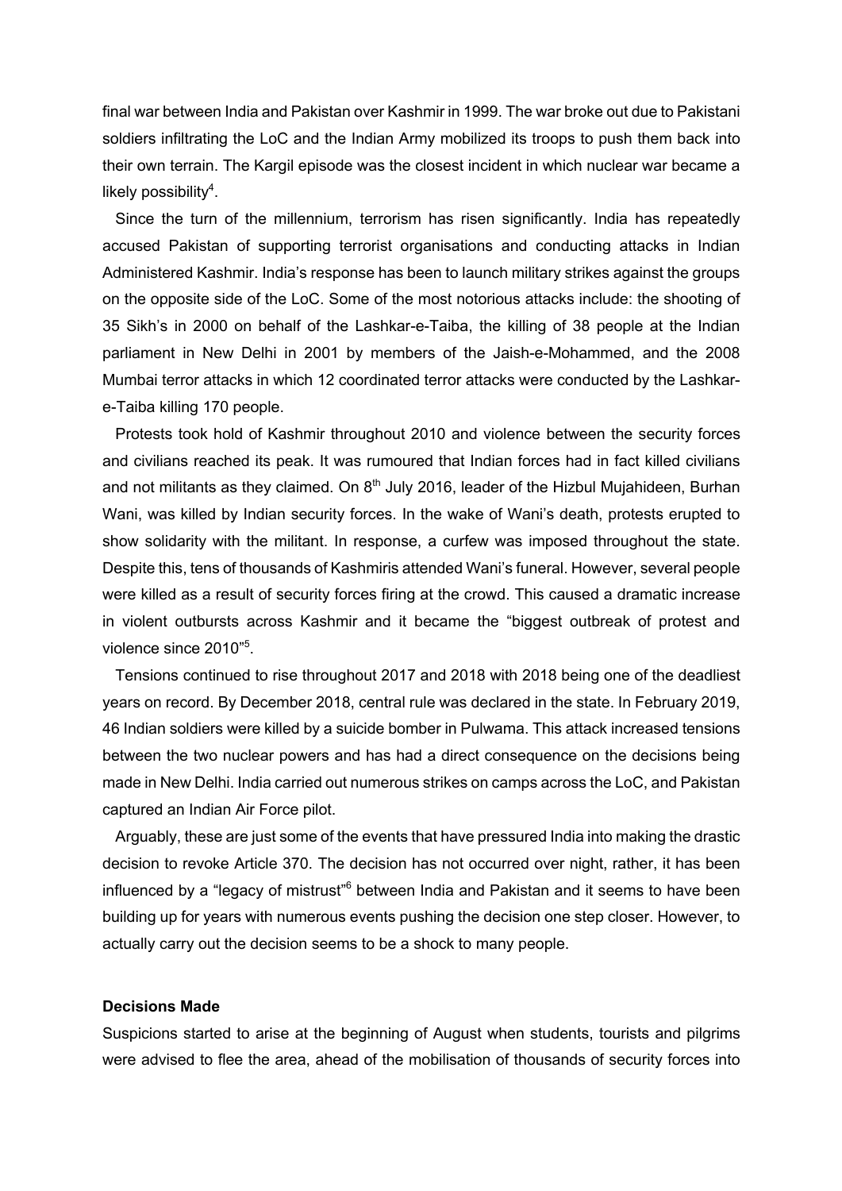final war between India and Pakistan over Kashmir in 1999. The war broke out due to Pakistani soldiers infiltrating the LoC and the Indian Army mobilized its troops to push them back into their own terrain. The Kargil episode was the closest incident in which nuclear war became a likely possibility[4].

Since the turn of the millennium, terrorism has risen significantly. India has repeatedly accused Pakistan of supporting terrorist organisations and conducting attacks in Indian Administered Kashmir. India's response has been to launch military strikes against the groups on the opposite side of the LoC. Some of the most notorious attacks include: the shooting of 35 Sikh's in 2000 on behalf of the Lashkar-e-Taiba, the killing of 38 people at the Indian parliament in New Delhi in 2001 by members of the Jaish-e-Mohammed, and the 2008 Mumbai terror attacks in which 12 coordinated terror attacks were conducted by the Lashkar-e-Taiba killing 170 people.

Protests took hold of Kashmir throughout 2010 and violence between the security forces and civilians reached its peak. It was rumoured that Indian forces had in fact killed civilians and not militants as they claimed. On 8th July 2016, leader of the Hizbul Mujahideen, Burhan Wani, was killed by Indian security forces. In the wake of Wani's death, protests erupted to show solidarity with the militant. In response, a curfew was imposed throughout the state. Despite this, tens of thousands of Kashmiris attended Wani's funeral. However, several people were killed as a result of security forces firing at the crowd. This caused a dramatic increase in violent outbursts across Kashmir and it became the "biggest outbreak of protest and violence since 2010"[5].

Tensions continued to rise throughout 2017 and 2018 with 2018 being one of the deadliest years on record. By December 2018, central rule was declared in the state. In February 2019, 46 Indian soldiers were killed by a suicide bomber in Pulwama. This attack increased tensions between the two nuclear powers and has had a direct consequence on the decisions being made in New Delhi. India carried out numerous strikes on camps across the LoC, and Pakistan captured an Indian Air Force pilot.

Arguably, these are just some of the events that have pressured India into making the drastic decision to revoke Article 370. The decision has not occurred over night, rather, it has been influenced by a "legacy of mistrust"[6] between India and Pakistan and it seems to have been building up for years with numerous events pushing the decision one step closer. However, to actually carry out the decision seems to be a shock to many people.

**Decisions Made**

Suspicions started to arise at the beginning of August when students, tourists and pilgrims were advised to flee the area, ahead of the mobilisation of thousands of security forces into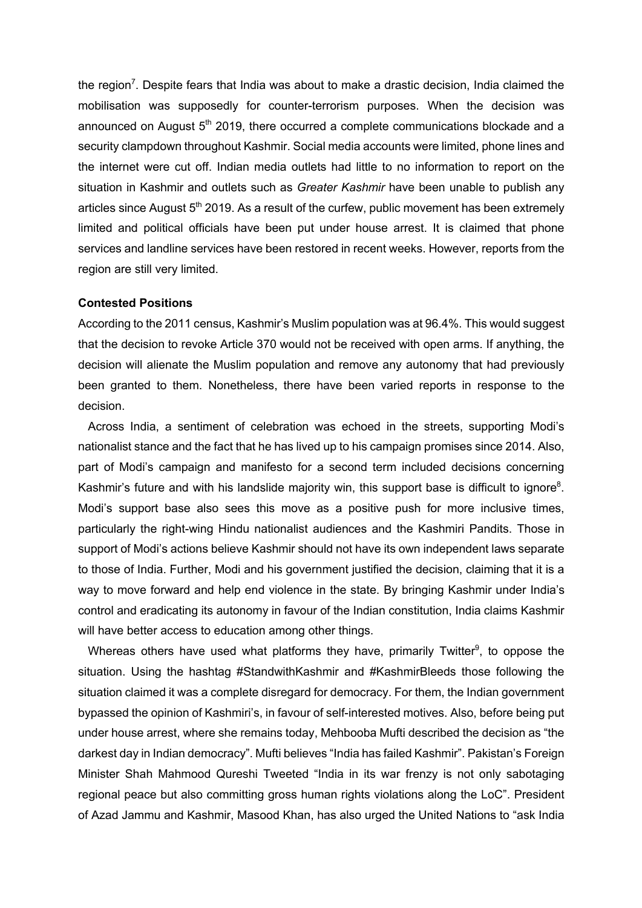the region[7]. Despite fears that India was about to make a drastic decision, India claimed the mobilisation was supposedly for counter-terrorism purposes. When the decision was announced on August 5th 2019, there occurred a complete communications blockade and a security clampdown throughout Kashmir. Social media accounts were limited, phone lines and the internet were cut off. Indian media outlets had little to no information to report on the situation in Kashmir and outlets such as *Greater Kashmir* have been unable to publish any articles since August 5th 2019. As a result of the curfew, public movement has been extremely limited and political officials have been put under house arrest. It is claimed that phone services and landline services have been restored in recent weeks. However, reports from the region are still very limited.

**Contested Positions**

According to the 2011 census, Kashmir's Muslim population was at 96.4%. This would suggest that the decision to revoke Article 370 would not be received with open arms. If anything, the decision will alienate the Muslim population and remove any autonomy that had previously been granted to them. Nonetheless, there have been varied reports in response to the decision.

Across India, a sentiment of celebration was echoed in the streets, supporting Modi's nationalist stance and the fact that he has lived up to his campaign promises since 2014. Also, part of Modi's campaign and manifesto for a second term included decisions concerning Kashmir's future and with his landslide majority win, this support base is difficult to ignore[8]. Modi's support base also sees this move as a positive push for more inclusive times, particularly the right-wing Hindu nationalist audiences and the Kashmiri Pandits. Those in support of Modi's actions believe Kashmir should not have its own independent laws separate to those of India. Further, Modi and his government justified the decision, claiming that it is a way to move forward and help end violence in the state. By bringing Kashmir under India's control and eradicating its autonomy in favour of the Indian constitution, India claims Kashmir will have better access to education among other things.

Whereas others have used what platforms they have, primarily Twitter[9], to oppose the situation. Using the hashtag #StandwithKashmir and #KashmirBleeds those following the situation claimed it was a complete disregard for democracy. For them, the Indian government bypassed the opinion of Kashmiri's, in favour of self-interested motives. Also, before being put under house arrest, where she remains today, Mehbooba Mufti described the decision as "the darkest day in Indian democracy". Mufti believes "India has failed Kashmir". Pakistan's Foreign Minister Shah Mahmood Qureshi Tweeted "India in its war frenzy is not only sabotaging regional peace but also committing gross human rights violations along the LoC". President of Azad Jammu and Kashmir, Masood Khan, has also urged the United Nations to "ask India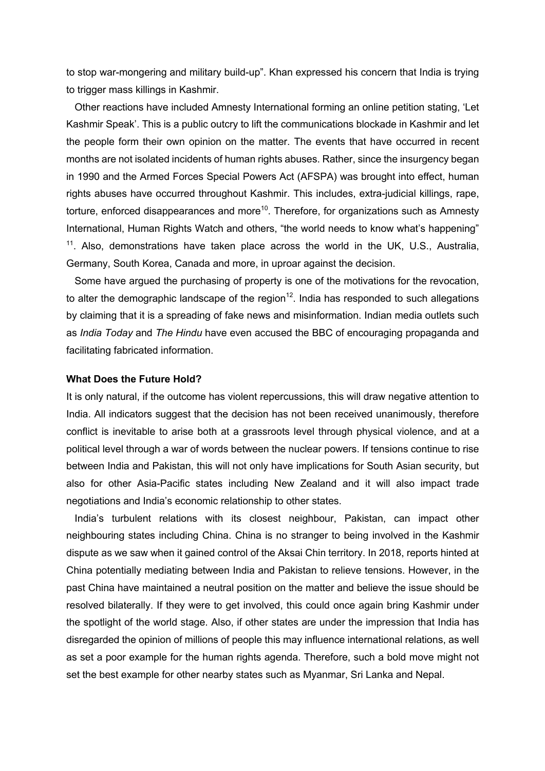to stop war-mongering and military build-up". Khan expressed his concern that India is trying to trigger mass killings in Kashmir.

Other reactions have included Amnesty International forming an online petition stating, 'Let Kashmir Speak'. This is a public outcry to lift the communications blockade in Kashmir and let the people form their own opinion on the matter. The events that have occurred in recent months are not isolated incidents of human rights abuses. Rather, since the insurgency began in 1990 and the Armed Forces Special Powers Act (AFSPA) was brought into effect, human rights abuses have occurred throughout Kashmir. This includes, extra-judicial killings, rape, torture, enforced disappearances and more[10]. Therefore, for organizations such as Amnesty International, Human Rights Watch and others, "the world needs to know what's happening" [11]. Also, demonstrations have taken place across the world in the UK, U.S., Australia, Germany, South Korea, Canada and more, in uproar against the decision.

Some have argued the purchasing of property is one of the motivations for the revocation, to alter the demographic landscape of the region[12]. India has responded to such allegations by claiming that it is a spreading of fake news and misinformation. Indian media outlets such as *India Today* and *The Hindu* have even accused the BBC of encouraging propaganda and facilitating fabricated information.

**What Does the Future Hold?**

It is only natural, if the outcome has violent repercussions, this will draw negative attention to India. All indicators suggest that the decision has not been received unanimously, therefore conflict is inevitable to arise both at a grassroots level through physical violence, and at a political level through a war of words between the nuclear powers. If tensions continue to rise between India and Pakistan, this will not only have implications for South Asian security, but also for other Asia-Pacific states including New Zealand and it will also impact trade negotiations and India's economic relationship to other states.

India's turbulent relations with its closest neighbour, Pakistan, can impact other neighbouring states including China. China is no stranger to being involved in the Kashmir dispute as we saw when it gained control of the Aksai Chin territory. In 2018, reports hinted at China potentially mediating between India and Pakistan to relieve tensions. However, in the past China have maintained a neutral position on the matter and believe the issue should be resolved bilaterally. If they were to get involved, this could once again bring Kashmir under the spotlight of the world stage. Also, if other states are under the impression that India has disregarded the opinion of millions of people this may influence international relations, as well as set a poor example for the human rights agenda. Therefore, such a bold move might not set the best example for other nearby states such as Myanmar, Sri Lanka and Nepal.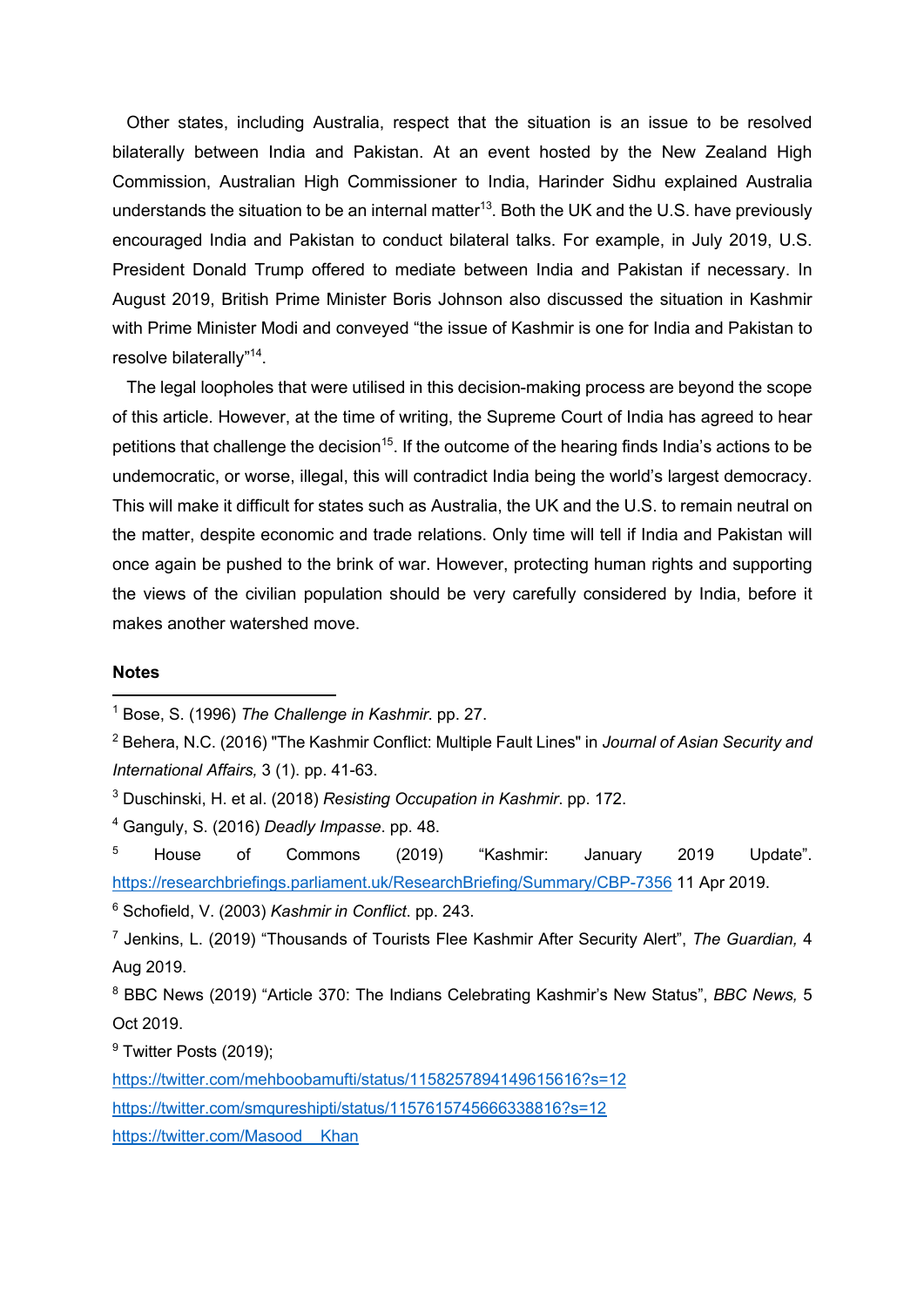Other states, including Australia, respect that the situation is an issue to be resolved bilaterally between India and Pakistan. At an event hosted by the New Zealand High Commission, Australian High Commissioner to India, Harinder Sidhu explained Australia understands the situation to be an internal matter[13]. Both the UK and the U.S. have previously encouraged India and Pakistan to conduct bilateral talks. For example, in July 2019, U.S. President Donald Trump offered to mediate between India and Pakistan if necessary. In August 2019, British Prime Minister Boris Johnson also discussed the situation in Kashmir with Prime Minister Modi and conveyed "the issue of Kashmir is one for India and Pakistan to resolve bilaterally"[14].

The legal loopholes that were utilised in this decision-making process are beyond the scope of this article. However, at the time of writing, the Supreme Court of India has agreed to hear petitions that challenge the decision[15]. If the outcome of the hearing finds India's actions to be undemocratic, or worse, illegal, this will contradict India being the world's largest democracy. This will make it difficult for states such as Australia, the UK and the U.S. to remain neutral on the matter, despite economic and trade relations. Only time will tell if India and Pakistan will once again be pushed to the brink of war. However, protecting human rights and supporting the views of the civilian population should be very carefully considered by India, before it makes another watershed move.

**Notes**

[1] Bose, S. (1996) *The Challenge in Kashmir*. pp. 27.

[2] Behera, N.C. (2016) "The Kashmir Conflict: Multiple Fault Lines" in *Journal of Asian Security and International Affairs,* 3 (1). pp. 41-63.

[3] Duschinski, H. et al. (2018) *Resisting Occupation in Kashmir*. pp. 172.

[4] Ganguly, S. (2016) *Deadly Impasse*. pp. 48.

[5] House of Commons (2019) "Kashmir: January 2019 Update". https://researchbriefings.parliament.uk/ResearchBriefing/Summary/CBP-7356 11 Apr 2019.

[6] Schofield, V. (2003) *Kashmir in Conflict*. pp. 243.

[7] Jenkins, L. (2019) "Thousands of Tourists Flee Kashmir After Security Alert", *The Guardian,* 4 Aug 2019.

[8] BBC News (2019) "Article 370: The Indians Celebrating Kashmir's New Status", *BBC News,* 5 Oct 2019.

[9] Twitter Posts (2019);
https://twitter.com/mehboobamufti/status/1158257894149615616?s=12
https://twitter.com/smqureshipti/status/1157615745666338816?s=12
https://twitter.com/Masood__Khan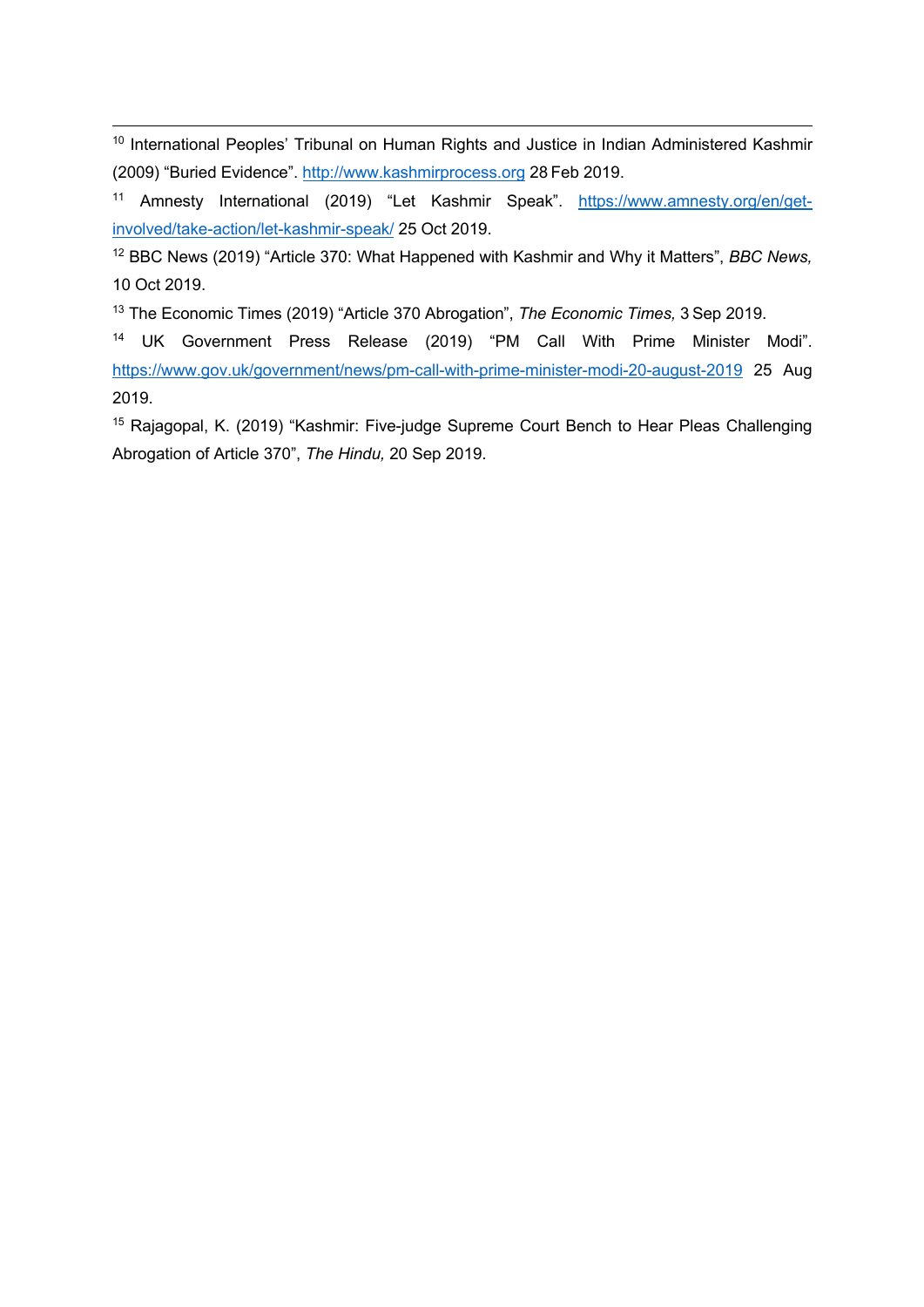[10] International Peoples' Tribunal on Human Rights and Justice in Indian Administered Kashmir (2009) "Buried Evidence". http://www.kashmirprocess.org 28 Feb 2019.

[11] Amnesty International (2019) "Let Kashmir Speak". https://www.amnesty.org/en/get-involved/take-action/let-kashmir-speak/ 25 Oct 2019.

[12] BBC News (2019) "Article 370: What Happened with Kashmir and Why it Matters", *BBC News,* 10 Oct 2019.

[13] The Economic Times (2019) "Article 370 Abrogation", *The Economic Times,* 3 Sep 2019.

[14] UK Government Press Release (2019) "PM Call With Prime Minister Modi". https://www.gov.uk/government/news/pm-call-with-prime-minister-modi-20-august-2019 25 Aug 2019.

[15] Rajagopal, K. (2019) "Kashmir: Five-judge Supreme Court Bench to Hear Pleas Challenging Abrogation of Article 370", *The Hindu,* 20 Sep 2019.